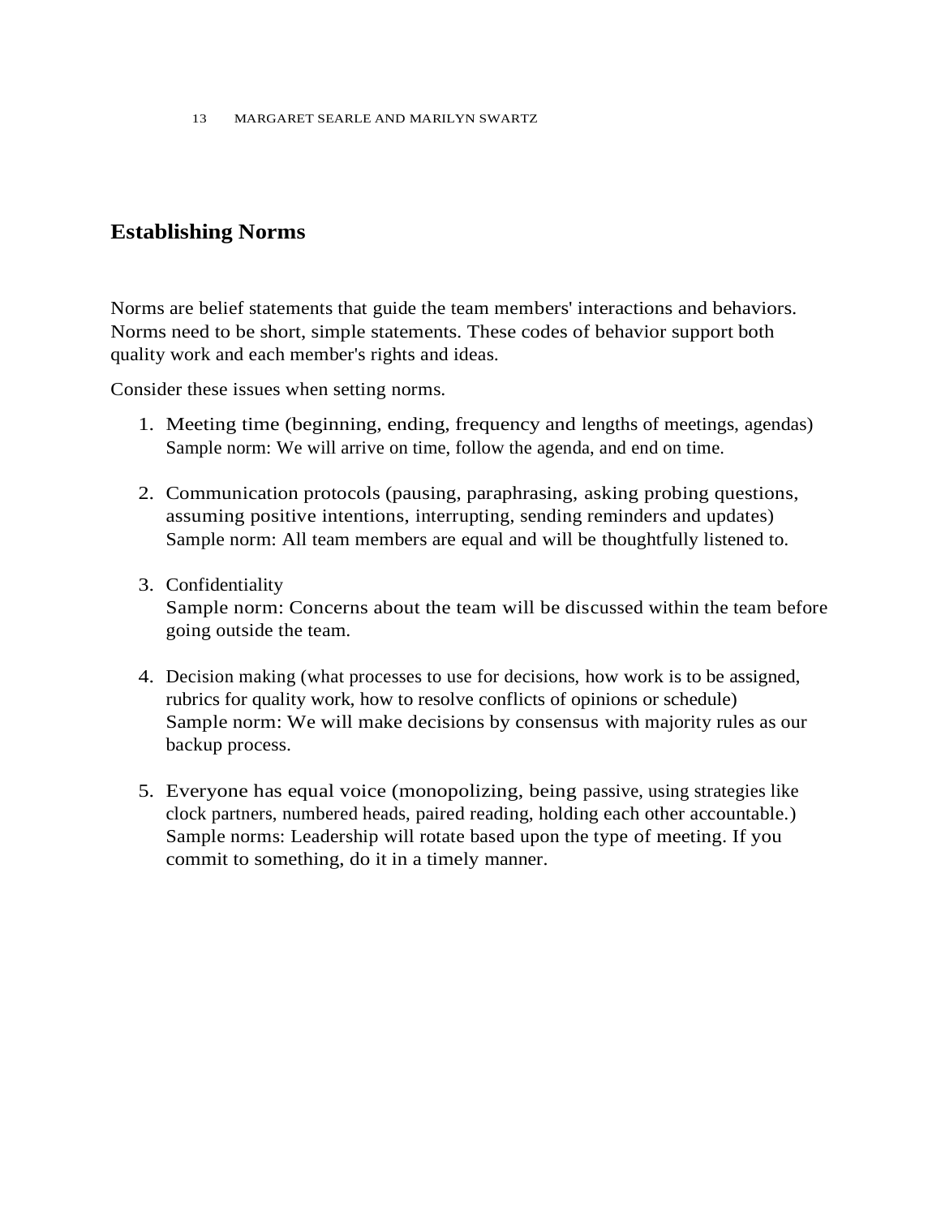## Establishing Norms

Norms are belief statements that guide the team members' interactions and behaviors. Norms need to be short, simple statements. These codes of behavior support both quality work and each member's rights and ideas.

Consider these issues when setting norms.

1. Meeting time (beginning, ending, frequency and lengths of meetings, agendas)
   Sample norm: We will arrive on time, follow the agenda, and end on time.

2. Communication protocols (pausing, paraphrasing, asking probing questions, assuming positive intentions, interrupting, sending reminders and updates)
   Sample norm: All team members are equal and will be thoughtfully listened to.

3. Confidentiality
   Sample norm: Concerns about the team will be discussed within the team before going outside the team.

4. Decision making (what processes to use for decisions, how work is to be assigned, rubrics for quality work, how to resolve conflicts of opinions or schedule)
   Sample norm: We will make decisions by consensus with majority rules as our backup process.

5. Everyone has equal voice (monopolizing, being passive, using strategies like clock partners, numbered heads, paired reading, holding each other accountable.)
   Sample norms: Leadership will rotate based upon the type of meeting. If you commit to something, do it in a timely manner.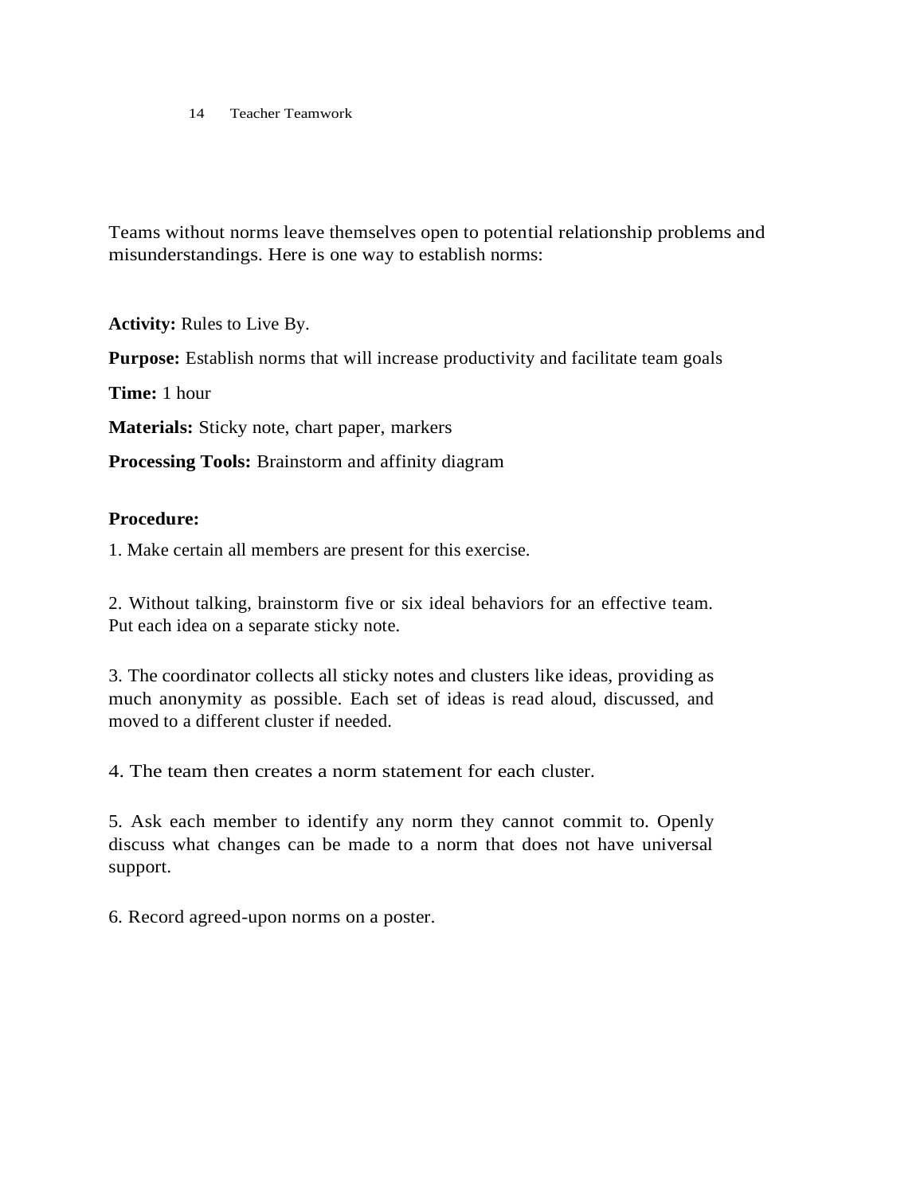Teams without norms leave themselves open to potential relationship problems and misunderstandings. Here is one way to establish norms:

**Activity:** Rules to Live By.

**Purpose:** Establish norms that will increase productivity and facilitate team goals

**Time:** 1 hour

**Materials:** Sticky note, chart paper, markers

**Processing Tools:** Brainstorm and affinity diagram

**Procedure:**

1. Make certain all members are present for this exercise.

2. Without talking, brainstorm five or six ideal behaviors for an effective team. Put each idea on a separate sticky note.

3. The coordinator collects all sticky notes and clusters like ideas, providing as much anonymity as possible. Each set of ideas is read aloud, discussed, and moved to a different cluster if needed.

4. The team then creates a norm statement for each cluster.

5. Ask each member to identify any norm they cannot commit to. Openly discuss what changes can be made to a norm that does not have universal support.

6. Record agreed-upon norms on a poster.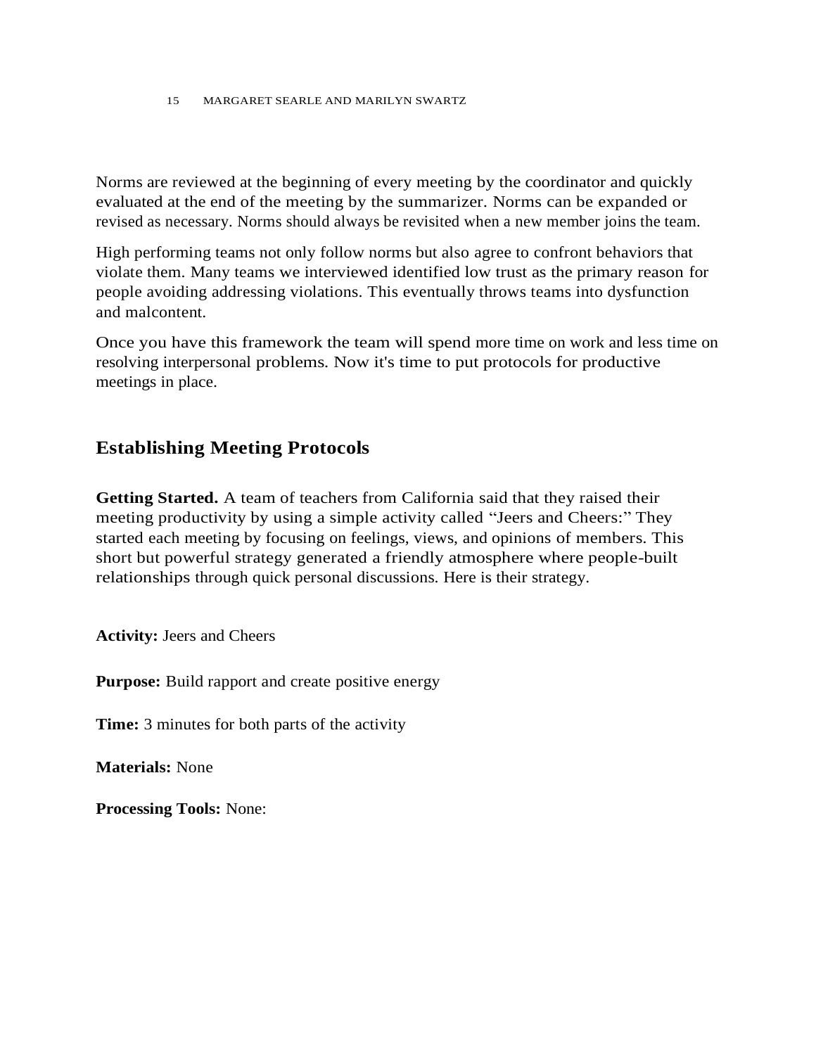Norms are reviewed at the beginning of every meeting by the coordinator and quickly evaluated at the end of the meeting by the summarizer. Norms can be expanded or revised as necessary. Norms should always be revisited when a new member joins the team.

High performing teams not only follow norms but also agree to confront behaviors that violate them. Many teams we interviewed identified low trust as the primary reason for people avoiding addressing violations. This eventually throws teams into dysfunction and malcontent.

Once you have this framework the team will spend more time on work and less time on resolving interpersonal problems. Now it's time to put protocols for productive meetings in place.

## Establishing Meeting Protocols

**Getting Started.** A team of teachers from California said that they raised their meeting productivity by using a simple activity called “Jeers and Cheers:” They started each meeting by focusing on feelings, views, and opinions of members. This short but powerful strategy generated a friendly atmosphere where people-built relationships through quick personal discussions. Here is their strategy.

**Activity:** Jeers and Cheers

**Purpose:** Build rapport and create positive energy

**Time:** 3 minutes for both parts of the activity

**Materials:** None

**Processing Tools:** None: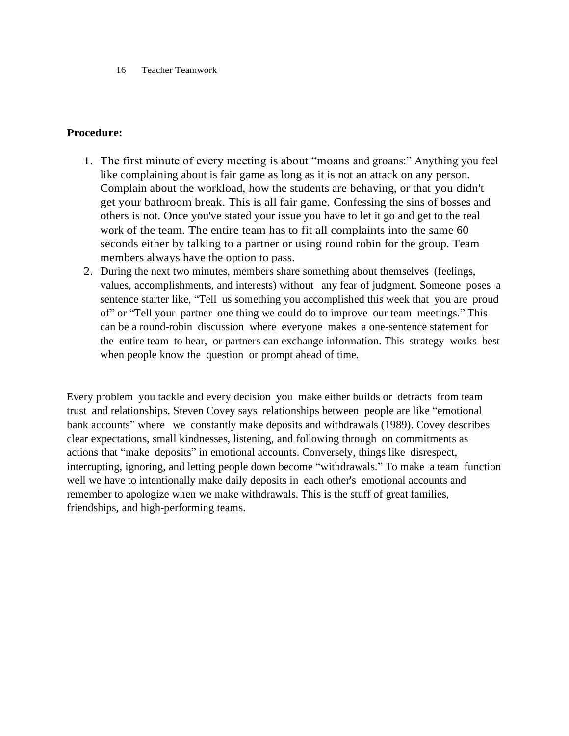**Procedure:**

1. The first minute of every meeting is about "moans and groans:" Anything you feel like complaining about is fair game as long as it is not an attack on any person. Complain about the workload, how the students are behaving, or that you didn't get your bathroom break. This is all fair game. Confessing the sins of bosses and others is not. Once you've stated your issue you have to let it go and get to the real work of the team. The entire team has to fit all complaints into the same 60 seconds either by talking to a partner or using round robin for the group. Team members always have the option to pass.
2. During the next two minutes, members share something about themselves (feelings, values, accomplishments, and interests) without any fear of judgment. Someone poses a sentence starter like, "Tell us something you accomplished this week that you are proud of" or "Tell your partner one thing we could do to improve our team meetings." This can be a round-robin discussion where everyone makes a one-sentence statement for the entire team to hear, or partners can exchange information. This strategy works best when people know the question or prompt ahead of time.

Every problem you tackle and every decision you make either builds or detracts from team trust and relationships. Steven Covey says relationships between people are like "emotional bank accounts" where we constantly make deposits and withdrawals (1989). Covey describes clear expectations, small kindnesses, listening, and following through on commitments as actions that "make deposits" in emotional accounts. Conversely, things like disrespect, interrupting, ignoring, and letting people down become "withdrawals." To make a team function well we have to intentionally make daily deposits in each other's emotional accounts and remember to apologize when we make withdrawals. This is the stuff of great families, friendships, and high-performing teams.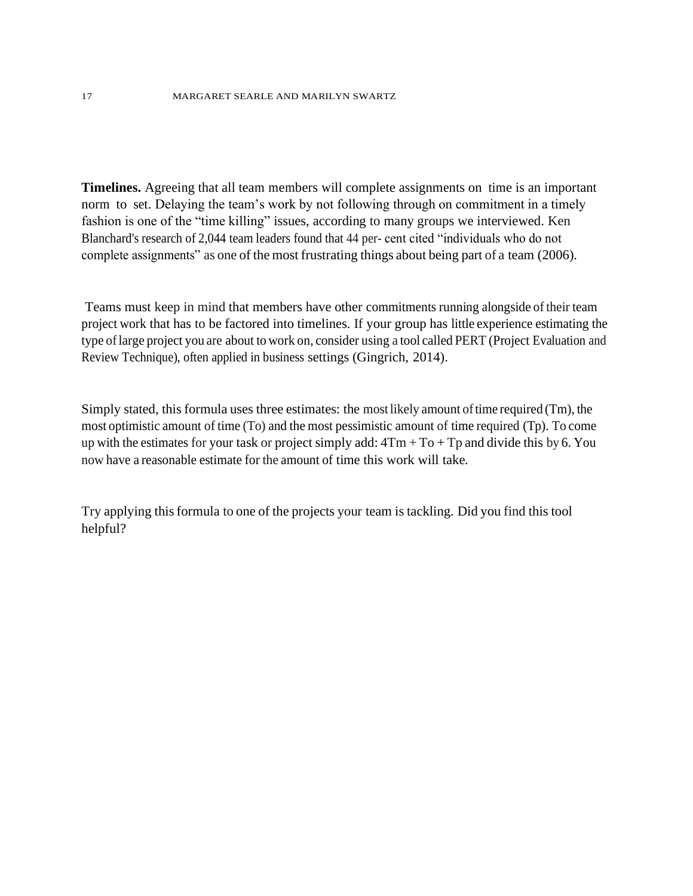**Timelines.** Agreeing that all team members will complete assignments on time is an important norm to set. Delaying the team's work by not following through on commitment in a timely fashion is one of the "time killing" issues, according to many groups we interviewed. Ken Blanchard's research of 2,044 team leaders found that 44 per- cent cited "individuals who do not complete assignments" as one of the most frustrating things about being part of a team (2006).

Teams must keep in mind that members have other commitments running alongside of their team project work that has to be factored into timelines. If your group has little experience estimating the type of large project you are about to work on, consider using a tool called PERT (Project Evaluation and Review Technique), often applied in business settings (Gingrich, 2014).

Simply stated, this formula uses three estimates: the most likely amount of time required ($T_m$), the most optimistic amount of time ($T_o$) and the most pessimistic amount of time required ($T_p$). To come up with the estimates for your task or project simply add: $4T_m + T_o + T_p$ and divide this by 6. You now have a reasonable estimate for the amount of time this work will take.

Try applying this formula to one of the projects your team is tackling. Did you find this tool helpful?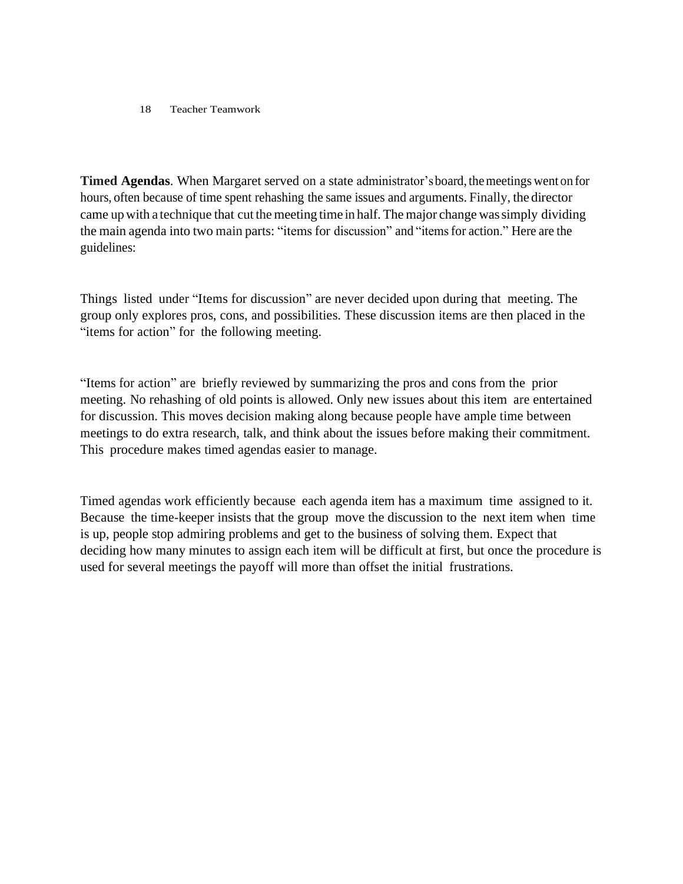**Timed Agendas**. When Margaret served on a state administrator's board, the meetings went on for hours, often because of time spent rehashing the same issues and arguments. Finally, the director came up with a technique that cut the meeting time in half. The major change was simply dividing the main agenda into two main parts: "items for discussion" and "items for action." Here are the guidelines:

Things listed under "Items for discussion" are never decided upon during that meeting. The group only explores pros, cons, and possibilities. These discussion items are then placed in the "items for action" for the following meeting.

"Items for action" are briefly reviewed by summarizing the pros and cons from the prior meeting. No rehashing of old points is allowed. Only new issues about this item are entertained for discussion. This moves decision making along because people have ample time between meetings to do extra research, talk, and think about the issues before making their commitment. This procedure makes timed agendas easier to manage.

Timed agendas work efficiently because each agenda item has a maximum time assigned to it. Because the time-keeper insists that the group move the discussion to the next item when time is up, people stop admiring problems and get to the business of solving them. Expect that deciding how many minutes to assign each item will be difficult at first, but once the procedure is used for several meetings the payoff will more than offset the initial frustrations.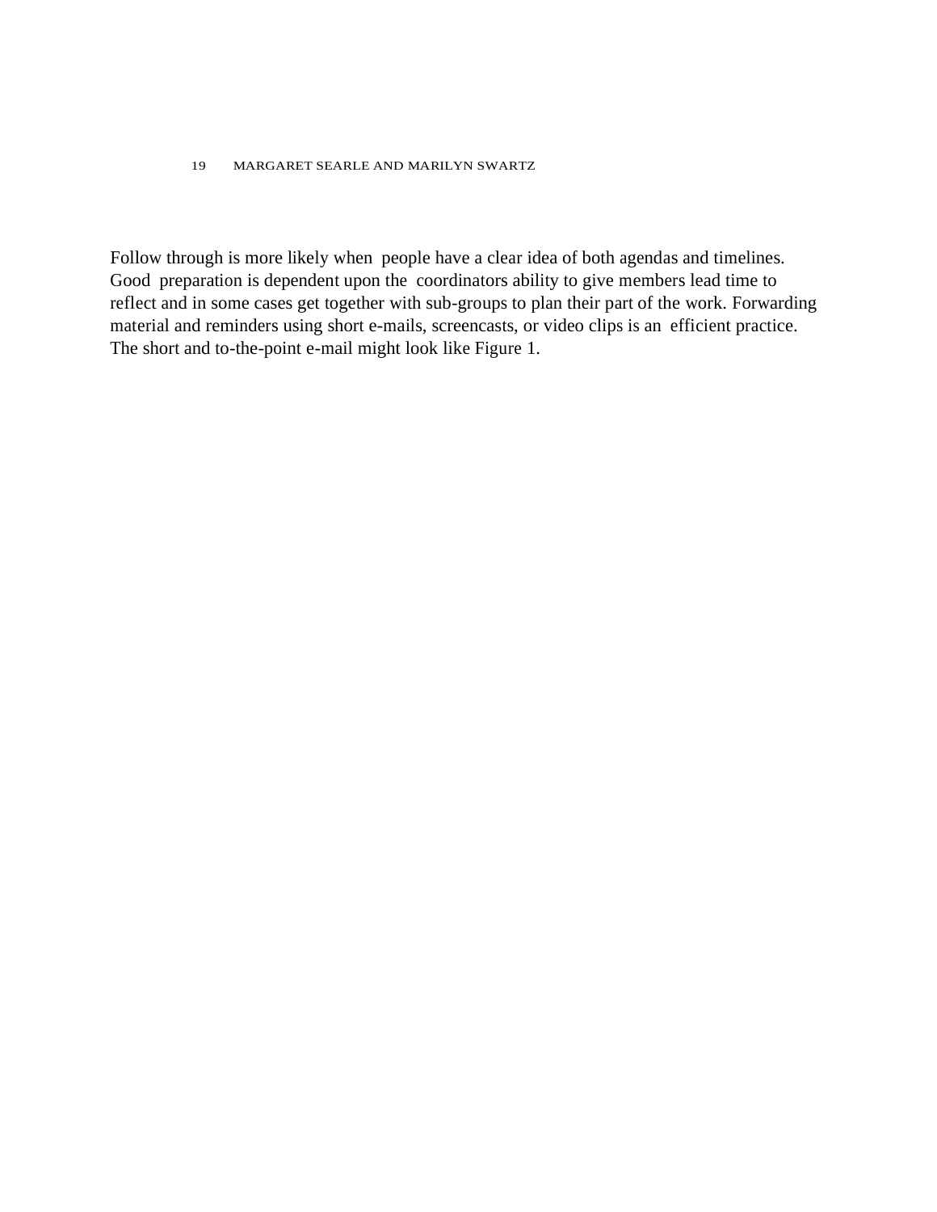Follow through is more likely when people have a clear idea of both agendas and timelines. Good preparation is dependent upon the coordinators ability to give members lead time to reflect and in some cases get together with sub-groups to plan their part of the work. Forwarding material and reminders using short e-mails, screencasts, or video clips is an efficient practice. The short and to-the-point e-mail might look like Figure 1.